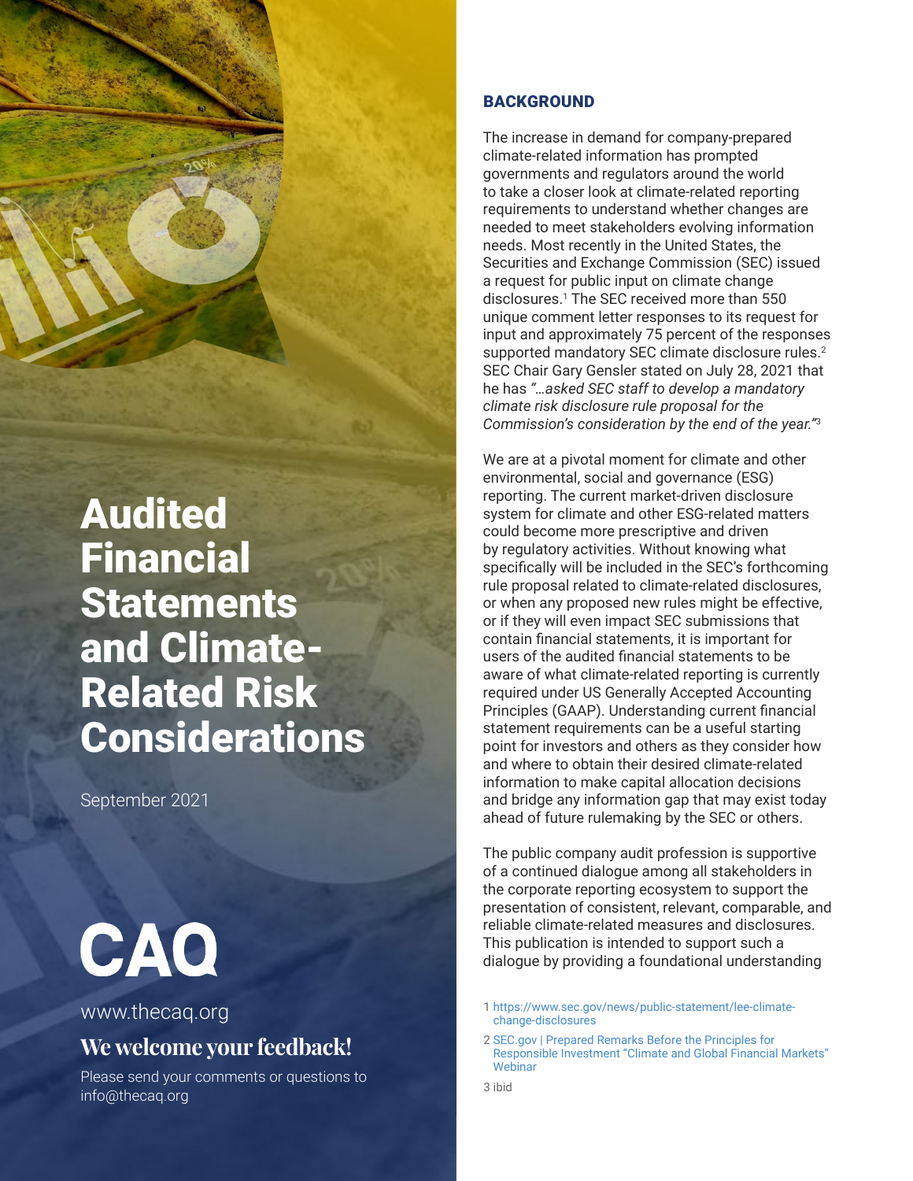# Audited Financial Statements and Climate-Related Risk Considerations

September 2021

CAQ

www.thecaq.org

**We welcome your feedback!**

Please send your comments or questions to info@thecaq.org

## BACKGROUND

The increase in demand for company-prepared climate-related information has prompted governments and regulators around the world to take a closer look at climate-related reporting requirements to understand whether changes are needed to meet stakeholders evolving information needs. Most recently in the United States, the Securities and Exchange Commission (SEC) issued a request for public input on climate change disclosures.[1] The SEC received more than 550 unique comment letter responses to its request for input and approximately 75 percent of the responses supported mandatory SEC climate disclosure rules.[2] SEC Chair Gary Gensler stated on July 28, 2021 that he has *"…asked SEC staff to develop a mandatory climate risk disclosure rule proposal for the Commission's consideration by the end of the year."*[3]

We are at a pivotal moment for climate and other environmental, social and governance (ESG) reporting. The current market-driven disclosure system for climate and other ESG-related matters could become more prescriptive and driven by regulatory activities. Without knowing what specifically will be included in the SEC's forthcoming rule proposal related to climate-related disclosures, or when any proposed new rules might be effective, or if they will even impact SEC submissions that contain financial statements, it is important for users of the audited financial statements to be aware of what climate-related reporting is currently required under US Generally Accepted Accounting Principles (GAAP). Understanding current financial statement requirements can be a useful starting point for investors and others as they consider how and where to obtain their desired climate-related information to make capital allocation decisions and bridge any information gap that may exist today ahead of future rulemaking by the SEC or others.

The public company audit profession is supportive of a continued dialogue among all stakeholders in the corporate reporting ecosystem to support the presentation of consistent, relevant, comparable, and reliable climate-related measures and disclosures. This publication is intended to support such a dialogue by providing a foundational understanding

1 https://www.sec.gov/news/public-statement/lee-climate-change-disclosures

2 SEC.gov | Prepared Remarks Before the Principles for Responsible Investment "Climate and Global Financial Markets" Webinar

3 ibid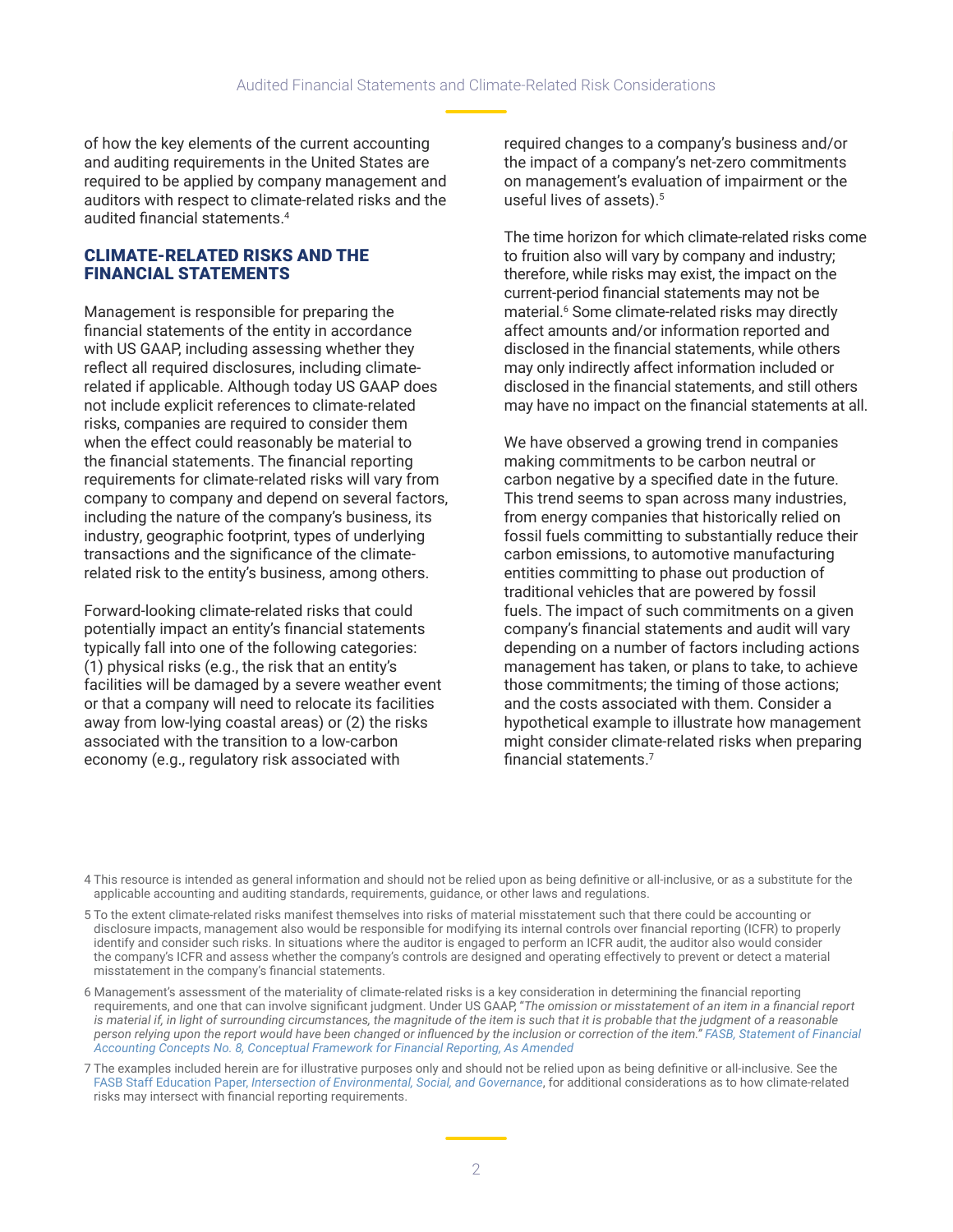of how the key elements of the current accounting and auditing requirements in the United States are required to be applied by company management and auditors with respect to climate-related risks and the audited financial statements.[4]

## CLIMATE-RELATED RISKS AND THE FINANCIAL STATEMENTS

Management is responsible for preparing the financial statements of the entity in accordance with US GAAP, including assessing whether they reflect all required disclosures, including climate-related if applicable. Although today US GAAP does not include explicit references to climate-related risks, companies are required to consider them when the effect could reasonably be material to the financial statements. The financial reporting requirements for climate-related risks will vary from company to company and depend on several factors, including the nature of the company's business, its industry, geographic footprint, types of underlying transactions and the significance of the climate-related risk to the entity's business, among others.

Forward-looking climate-related risks that could potentially impact an entity's financial statements typically fall into one of the following categories: (1) physical risks (e.g., the risk that an entity's facilities will be damaged by a severe weather event or that a company will need to relocate its facilities away from low-lying coastal areas) or (2) the risks associated with the transition to a low-carbon economy (e.g., regulatory risk associated with required changes to a company's business and/or the impact of a company's net-zero commitments on management's evaluation of impairment or the useful lives of assets).[5]

The time horizon for which climate-related risks come to fruition also will vary by company and industry; therefore, while risks may exist, the impact on the current-period financial statements may not be material.[6] Some climate-related risks may directly affect amounts and/or information reported and disclosed in the financial statements, while others may only indirectly affect information included or disclosed in the financial statements, and still others may have no impact on the financial statements at all.

We have observed a growing trend in companies making commitments to be carbon neutral or carbon negative by a specified date in the future. This trend seems to span across many industries, from energy companies that historically relied on fossil fuels committing to substantially reduce their carbon emissions, to automotive manufacturing entities committing to phase out production of traditional vehicles that are powered by fossil fuels. The impact of such commitments on a given company's financial statements and audit will vary depending on a number of factors including actions management has taken, or plans to take, to achieve those commitments; the timing of those actions; and the costs associated with them. Consider a hypothetical example to illustrate how management might consider climate-related risks when preparing financial statements.[7]

---

4 This resource is intended as general information and should not be relied upon as being definitive or all-inclusive, or as a substitute for the applicable accounting and auditing standards, requirements, guidance, or other laws and regulations.

5 To the extent climate-related risks manifest themselves into risks of material misstatement such that there could be accounting or disclosure impacts, management also would be responsible for modifying its internal controls over financial reporting (ICFR) to properly identify and consider such risks. In situations where the auditor is engaged to perform an ICFR audit, the auditor also would consider the company's ICFR and assess whether the company's controls are designed and operating effectively to prevent or detect a material misstatement in the company's financial statements.

6 Management's assessment of the materiality of climate-related risks is a key consideration in determining the financial reporting requirements, and one that can involve significant judgment. Under US GAAP, "*The omission or misstatement of an item in a financial report is material if, in light of surrounding circumstances, the magnitude of the item is such that it is probable that the judgment of a reasonable person relying upon the report would have been changed or influenced by the inclusion or correction of the item.*" *FASB, Statement of Financial Accounting Concepts No. 8, Conceptual Framework for Financial Reporting, As Amended*

7 The examples included herein are for illustrative purposes only and should not be relied upon as being definitive or all-inclusive. See the FASB Staff Education Paper, *Intersection of Environmental, Social, and Governance*, for additional considerations as to how climate-related risks may intersect with financial reporting requirements.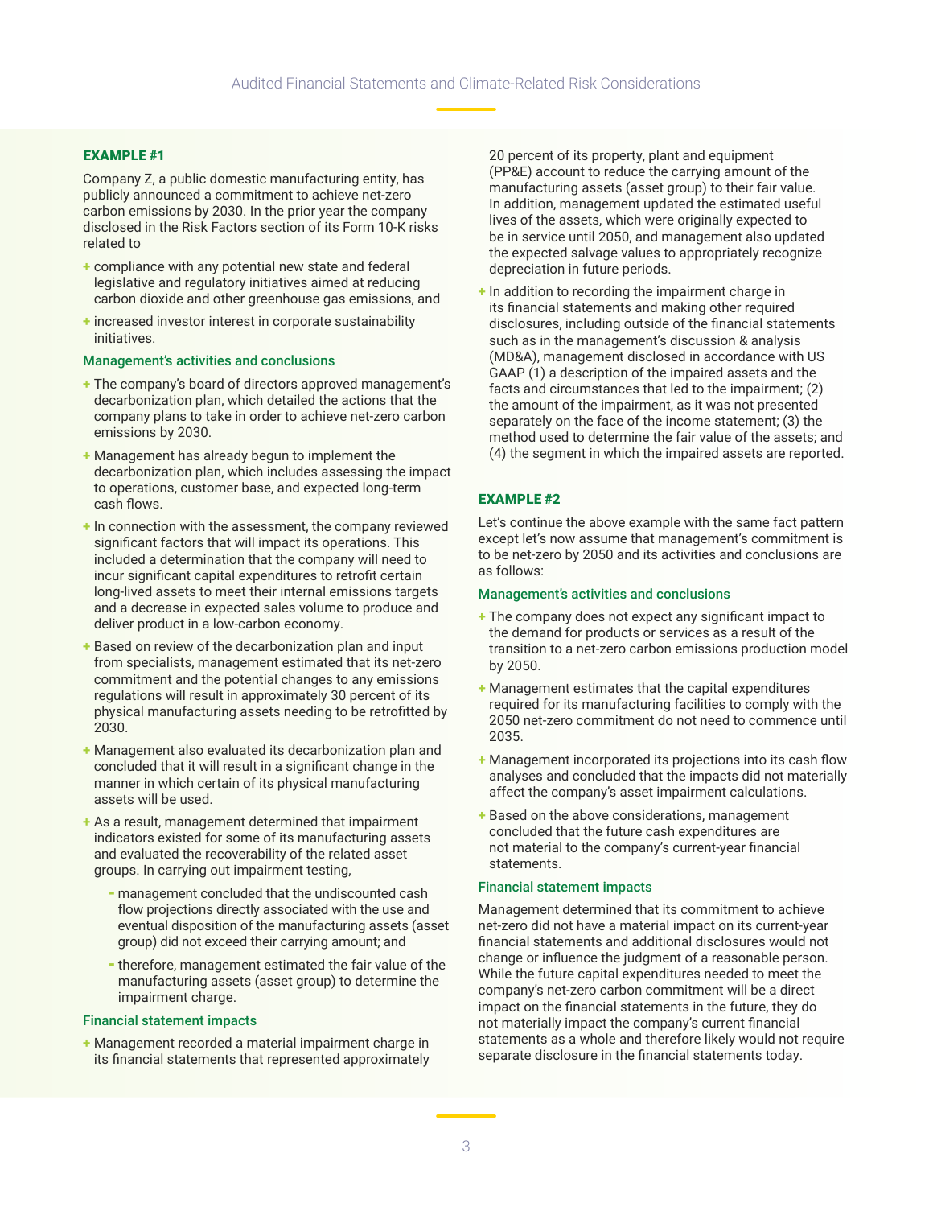### EXAMPLE #1

Company Z, a public domestic manufacturing entity, has publicly announced a commitment to achieve net-zero carbon emissions by 2030. In the prior year the company disclosed in the Risk Factors section of its Form 10-K risks related to

- compliance with any potential new state and federal legislative and regulatory initiatives aimed at reducing carbon dioxide and other greenhouse gas emissions, and
- increased investor interest in corporate sustainability initiatives.

#### Management's activities and conclusions

- The company's board of directors approved management's decarbonization plan, which detailed the actions that the company plans to take in order to achieve net-zero carbon emissions by 2030.
- Management has already begun to implement the decarbonization plan, which includes assessing the impact to operations, customer base, and expected long-term cash flows.
- In connection with the assessment, the company reviewed significant factors that will impact its operations. This included a determination that the company will need to incur significant capital expenditures to retrofit certain long-lived assets to meet their internal emissions targets and a decrease in expected sales volume to produce and deliver product in a low-carbon economy.
- Based on review of the decarbonization plan and input from specialists, management estimated that its net-zero commitment and the potential changes to any emissions regulations will result in approximately 30 percent of its physical manufacturing assets needing to be retrofitted by 2030.
- Management also evaluated its decarbonization plan and concluded that it will result in a significant change in the manner in which certain of its physical manufacturing assets will be used.
- As a result, management determined that impairment indicators existed for some of its manufacturing assets and evaluated the recoverability of the related asset groups. In carrying out impairment testing,
  - management concluded that the undiscounted cash flow projections directly associated with the use and eventual disposition of the manufacturing assets (asset group) did not exceed their carrying amount; and
  - therefore, management estimated the fair value of the manufacturing assets (asset group) to determine the impairment charge.

#### Financial statement impacts

- Management recorded a material impairment charge in its financial statements that represented approximately 20 percent of its property, plant and equipment (PP&E) account to reduce the carrying amount of the manufacturing assets (asset group) to their fair value. In addition, management updated the estimated useful lives of the assets, which were originally expected to be in service until 2050, and management also updated the expected salvage values to appropriately recognize depreciation in future periods.
- In addition to recording the impairment charge in its financial statements and making other required disclosures, including outside of the financial statements such as in the management's discussion & analysis (MD&A), management disclosed in accordance with US GAAP (1) a description of the impaired assets and the facts and circumstances that led to the impairment; (2) the amount of the impairment, as it was not presented separately on the face of the income statement; (3) the method used to determine the fair value of the assets; and (4) the segment in which the impaired assets are reported.

### EXAMPLE #2

Let's continue the above example with the same fact pattern except let's now assume that management's commitment is to be net-zero by 2050 and its activities and conclusions are as follows:

#### Management's activities and conclusions

- The company does not expect any significant impact to the demand for products or services as a result of the transition to a net-zero carbon emissions production model by 2050.
- Management estimates that the capital expenditures required for its manufacturing facilities to comply with the 2050 net-zero commitment do not need to commence until 2035.
- Management incorporated its projections into its cash flow analyses and concluded that the impacts did not materially affect the company's asset impairment calculations.
- Based on the above considerations, management concluded that the future cash expenditures are not material to the company's current-year financial statements.

#### Financial statement impacts

Management determined that its commitment to achieve net-zero did not have a material impact on its current-year financial statements and additional disclosures would not change or influence the judgment of a reasonable person. While the future capital expenditures needed to meet the company's net-zero carbon commitment will be a direct impact on the financial statements in the future, they do not materially impact the company's current financial statements as a whole and therefore likely would not require separate disclosure in the financial statements today.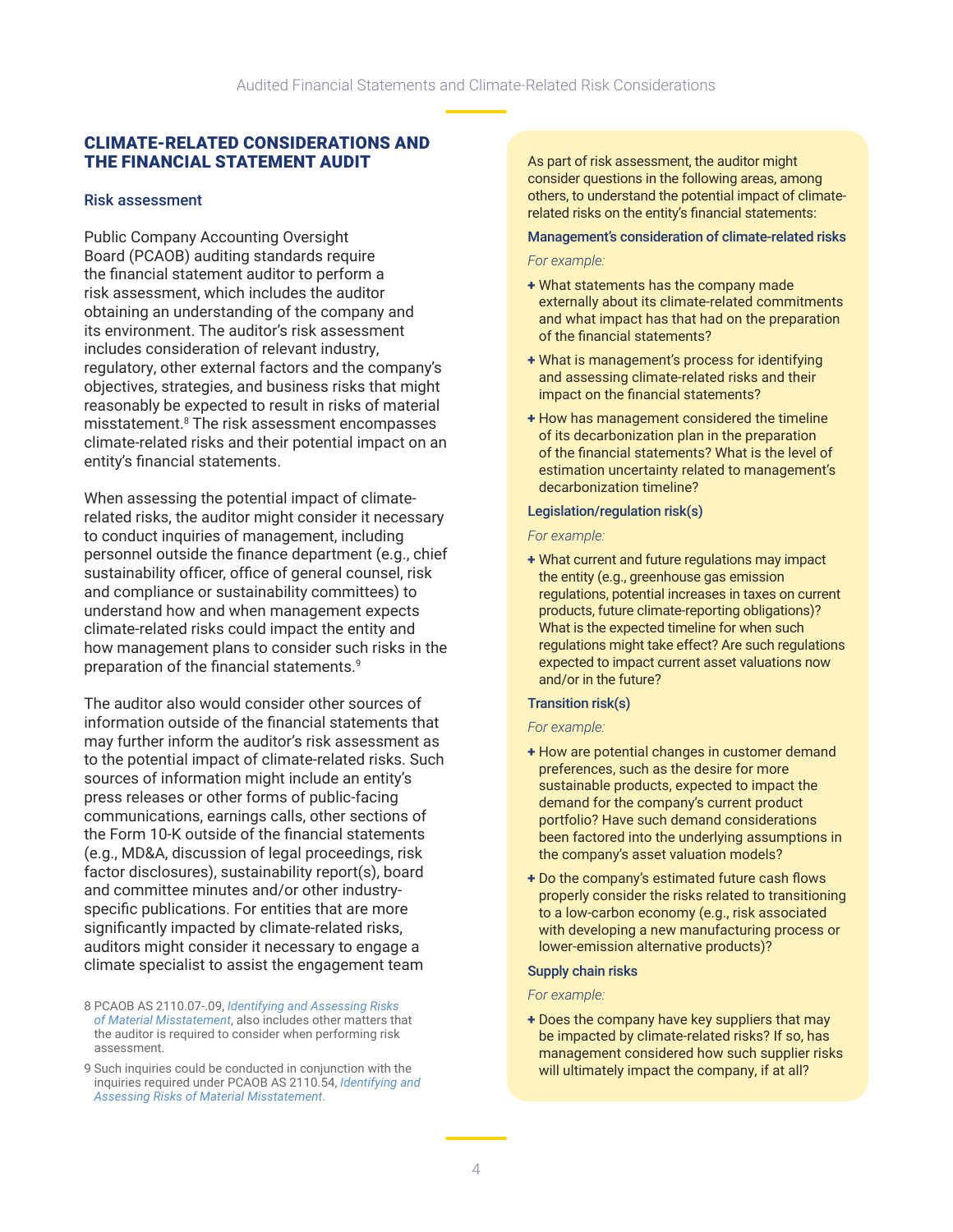## CLIMATE-RELATED CONSIDERATIONS AND THE FINANCIAL STATEMENT AUDIT

### Risk assessment

Public Company Accounting Oversight Board (PCAOB) auditing standards require the financial statement auditor to perform a risk assessment, which includes the auditor obtaining an understanding of the company and its environment. The auditor's risk assessment includes consideration of relevant industry, regulatory, other external factors and the company's objectives, strategies, and business risks that might reasonably be expected to result in risks of material misstatement.[8] The risk assessment encompasses climate-related risks and their potential impact on an entity's financial statements.

When assessing the potential impact of climate-related risks, the auditor might consider it necessary to conduct inquiries of management, including personnel outside the finance department (e.g., chief sustainability officer, office of general counsel, risk and compliance or sustainability committees) to understand how and when management expects climate-related risks could impact the entity and how management plans to consider such risks in the preparation of the financial statements.[9]

The auditor also would consider other sources of information outside of the financial statements that may further inform the auditor's risk assessment as to the potential impact of climate-related risks. Such sources of information might include an entity's press releases or other forms of public-facing communications, earnings calls, other sections of the Form 10-K outside of the financial statements (e.g., MD&A, discussion of legal proceedings, risk factor disclosures), sustainability report(s), board and committee minutes and/or other industry-specific publications. For entities that are more significantly impacted by climate-related risks, auditors might consider it necessary to engage a climate specialist to assist the engagement team

8 PCAOB AS 2110.07-.09, *Identifying and Assessing Risks of Material Misstatement*, also includes other matters that the auditor is required to consider when performing risk assessment.

9 Such inquiries could be conducted in conjunction with the inquiries required under PCAOB AS 2110.54, *Identifying and Assessing Risks of Material Misstatement*.

---

As part of risk assessment, the auditor might consider questions in the following areas, among others, to understand the potential impact of climate-related risks on the entity's financial statements:

**Management's consideration of climate-related risks**

*For example:*

- What statements has the company made externally about its climate-related commitments and what impact has that had on the preparation of the financial statements?
- What is management's process for identifying and assessing climate-related risks and their impact on the financial statements?
- How has management considered the timeline of its decarbonization plan in the preparation of the financial statements? What is the level of estimation uncertainty related to management's decarbonization timeline?

**Legislation/regulation risk(s)**

*For example:*

- What current and future regulations may impact the entity (e.g., greenhouse gas emission regulations, potential increases in taxes on current products, future climate-reporting obligations)? What is the expected timeline for when such regulations might take effect? Are such regulations expected to impact current asset valuations now and/or in the future?

**Transition risk(s)**

*For example:*

- How are potential changes in customer demand preferences, such as the desire for more sustainable products, expected to impact the demand for the company's current product portfolio? Have such demand considerations been factored into the underlying assumptions in the company's asset valuation models?
- Do the company's estimated future cash flows properly consider the risks related to transitioning to a low-carbon economy (e.g., risk associated with developing a new manufacturing process or lower-emission alternative products)?

**Supply chain risks**

*For example:*

- Does the company have key suppliers that may be impacted by climate-related risks? If so, has management considered how such supplier risks will ultimately impact the company, if at all?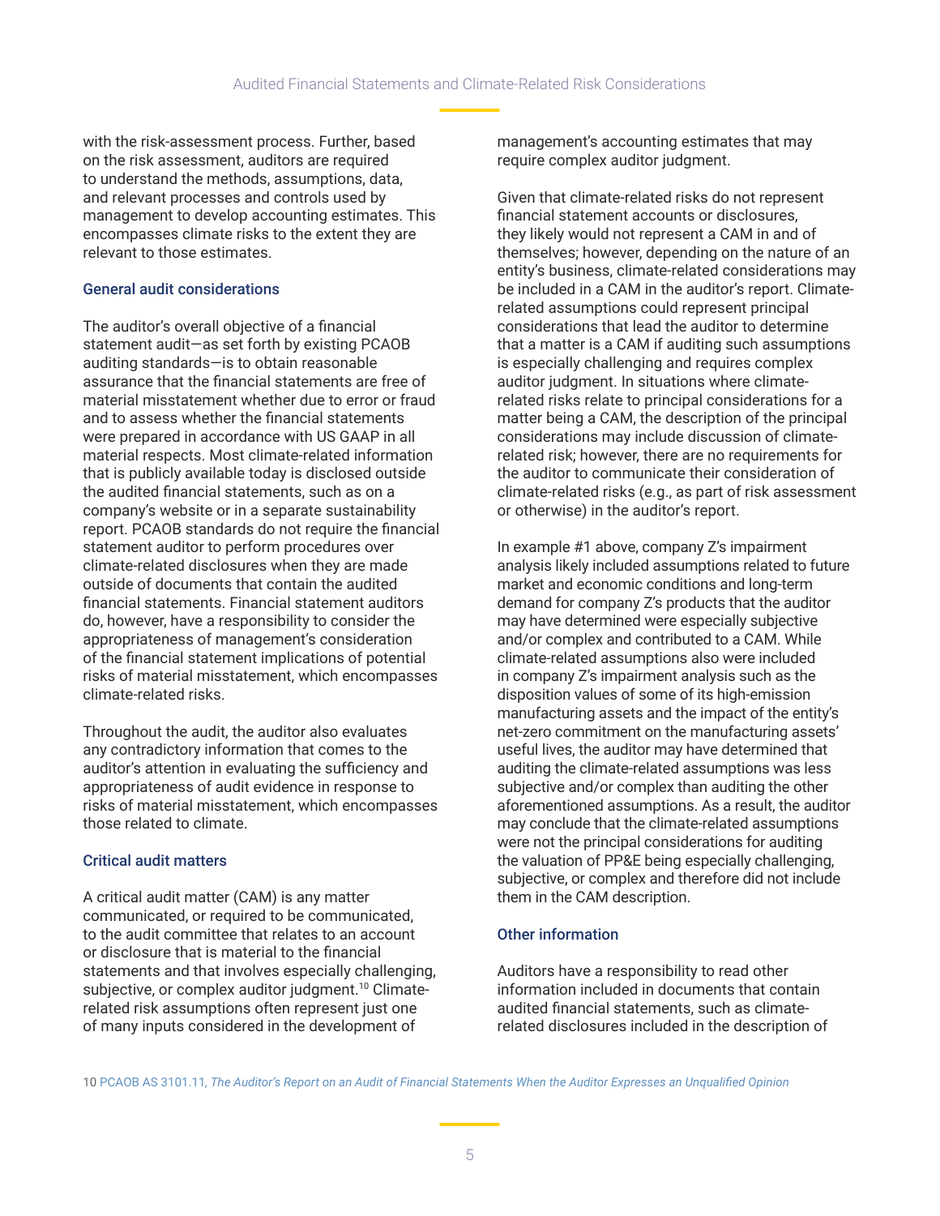with the risk-assessment process. Further, based on the risk assessment, auditors are required to understand the methods, assumptions, data, and relevant processes and controls used by management to develop accounting estimates. This encompasses climate risks to the extent they are relevant to those estimates.

### General audit considerations

The auditor's overall objective of a financial statement audit—as set forth by existing PCAOB auditing standards—is to obtain reasonable assurance that the financial statements are free of material misstatement whether due to error or fraud and to assess whether the financial statements were prepared in accordance with US GAAP in all material respects. Most climate-related information that is publicly available today is disclosed outside the audited financial statements, such as on a company's website or in a separate sustainability report. PCAOB standards do not require the financial statement auditor to perform procedures over climate-related disclosures when they are made outside of documents that contain the audited financial statements. Financial statement auditors do, however, have a responsibility to consider the appropriateness of management's consideration of the financial statement implications of potential risks of material misstatement, which encompasses climate-related risks.

Throughout the audit, the auditor also evaluates any contradictory information that comes to the auditor's attention in evaluating the sufficiency and appropriateness of audit evidence in response to risks of material misstatement, which encompasses those related to climate.

### Critical audit matters

A critical audit matter (CAM) is any matter communicated, or required to be communicated, to the audit committee that relates to an account or disclosure that is material to the financial statements and that involves especially challenging, subjective, or complex auditor judgment.[10] Climate-related risk assumptions often represent just one of many inputs considered in the development of management's accounting estimates that may require complex auditor judgment.

Given that climate-related risks do not represent financial statement accounts or disclosures, they likely would not represent a CAM in and of themselves; however, depending on the nature of an entity's business, climate-related considerations may be included in a CAM in the auditor's report. Climate-related assumptions could represent principal considerations that lead the auditor to determine that a matter is a CAM if auditing such assumptions is especially challenging and requires complex auditor judgment. In situations where climate-related risks relate to principal considerations for a matter being a CAM, the description of the principal considerations may include discussion of climate-related risk; however, there are no requirements for the auditor to communicate their consideration of climate-related risks (e.g., as part of risk assessment or otherwise) in the auditor's report.

In example #1 above, company Z's impairment analysis likely included assumptions related to future market and economic conditions and long-term demand for company Z's products that the auditor may have determined were especially subjective and/or complex and contributed to a CAM. While climate-related assumptions also were included in company Z's impairment analysis such as the disposition values of some of its high-emission manufacturing assets and the impact of the entity's net-zero commitment on the manufacturing assets' useful lives, the auditor may have determined that auditing the climate-related assumptions was less subjective and/or complex than auditing the other aforementioned assumptions. As a result, the auditor may conclude that the climate-related assumptions were not the principal considerations for auditing the valuation of PP&E being especially challenging, subjective, or complex and therefore did not include them in the CAM description.

### Other information

Auditors have a responsibility to read other information included in documents that contain audited financial statements, such as climate-related disclosures included in the description of

10 PCAOB AS 3101.11, *The Auditor's Report on an Audit of Financial Statements When the Auditor Expresses an Unqualified Opinion*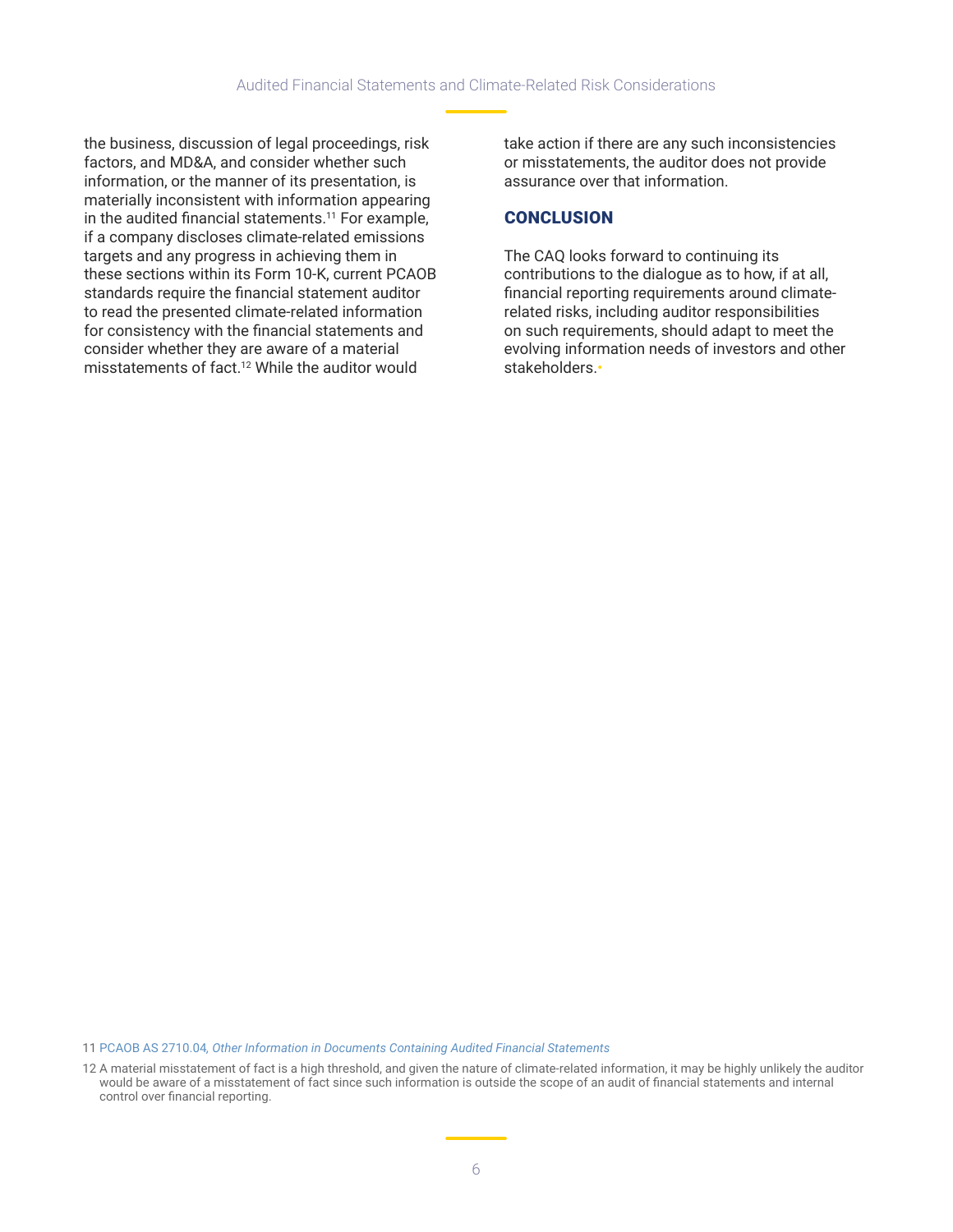the business, discussion of legal proceedings, risk factors, and MD&A, and consider whether such information, or the manner of its presentation, is materially inconsistent with information appearing in the audited financial statements.[11] For example, if a company discloses climate-related emissions targets and any progress in achieving them in these sections within its Form 10-K, current PCAOB standards require the financial statement auditor to read the presented climate-related information for consistency with the financial statements and consider whether they are aware of a material misstatements of fact.[12] While the auditor would take action if there are any such inconsistencies or misstatements, the auditor does not provide assurance over that information.

## CONCLUSION

The CAQ looks forward to continuing its contributions to the dialogue as to how, if at all, financial reporting requirements around climate-related risks, including auditor responsibilities on such requirements, should adapt to meet the evolving information needs of investors and other stakeholders.

11 PCAOB AS 2710.04, *Other Information in Documents Containing Audited Financial Statements*

12 A material misstatement of fact is a high threshold, and given the nature of climate-related information, it may be highly unlikely the auditor would be aware of a misstatement of fact since such information is outside the scope of an audit of financial statements and internal control over financial reporting.